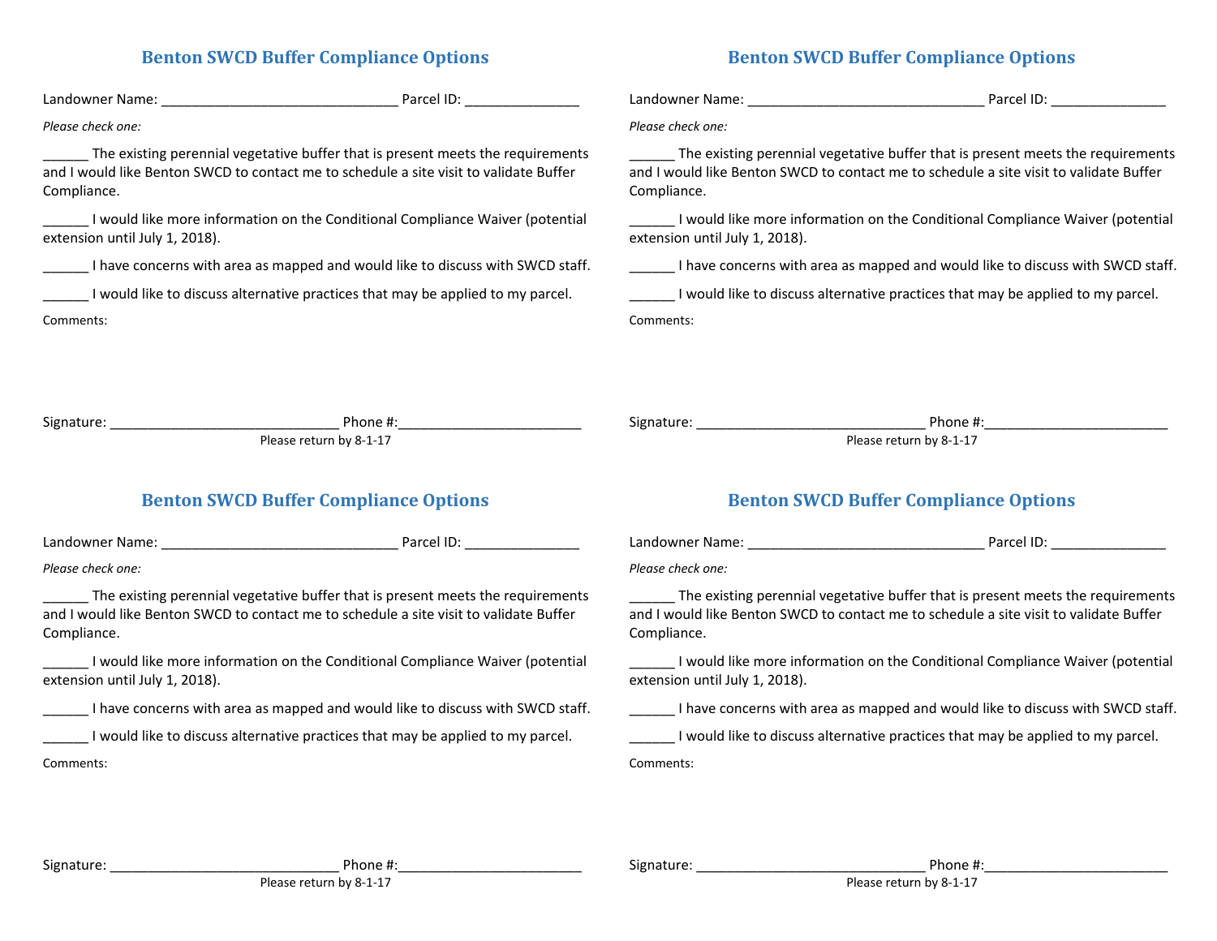## Benton SWCD Buffer Compliance Options

Landowner Name: _______________________________ Parcel ID: _______________

*Please check one:*

______ The existing perennial vegetative buffer that is present meets the requirements and I would like Benton SWCD to contact me to schedule a site visit to validate Buffer Compliance.

______ I would like more information on the Conditional Compliance Waiver (potential extension until July 1, 2018).

______ I have concerns with area as mapped and would like to discuss with SWCD staff.

______ I would like to discuss alternative practices that may be applied to my parcel.

Comments:

Signature: ______________________________ Phone #:________________________

Please return by 8-1-17

## Benton SWCD Buffer Compliance Options

Landowner Name: _______________________________ Parcel ID: _______________

*Please check one:*

______ The existing perennial vegetative buffer that is present meets the requirements and I would like Benton SWCD to contact me to schedule a site visit to validate Buffer Compliance.

______ I would like more information on the Conditional Compliance Waiver (potential extension until July 1, 2018).

______ I have concerns with area as mapped and would like to discuss with SWCD staff.

______ I would like to discuss alternative practices that may be applied to my parcel.

Comments:

Signature: ______________________________ Phone #:________________________

Please return by 8-1-17

## Benton SWCD Buffer Compliance Options

Landowner Name: _______________________________ Parcel ID: _______________

*Please check one:*

______ The existing perennial vegetative buffer that is present meets the requirements and I would like Benton SWCD to contact me to schedule a site visit to validate Buffer Compliance.

______ I would like more information on the Conditional Compliance Waiver (potential extension until July 1, 2018).

______ I have concerns with area as mapped and would like to discuss with SWCD staff.

______ I would like to discuss alternative practices that may be applied to my parcel.

Comments:

Signature: ______________________________ Phone #:________________________

Please return by 8-1-17

## Benton SWCD Buffer Compliance Options

Landowner Name: _______________________________ Parcel ID: _______________

*Please check one:*

______ The existing perennial vegetative buffer that is present meets the requirements and I would like Benton SWCD to contact me to schedule a site visit to validate Buffer Compliance.

______ I would like more information on the Conditional Compliance Waiver (potential extension until July 1, 2018).

______ I have concerns with area as mapped and would like to discuss with SWCD staff.

______ I would like to discuss alternative practices that may be applied to my parcel.

Comments:

Signature: ______________________________ Phone #:________________________

Please return by 8-1-17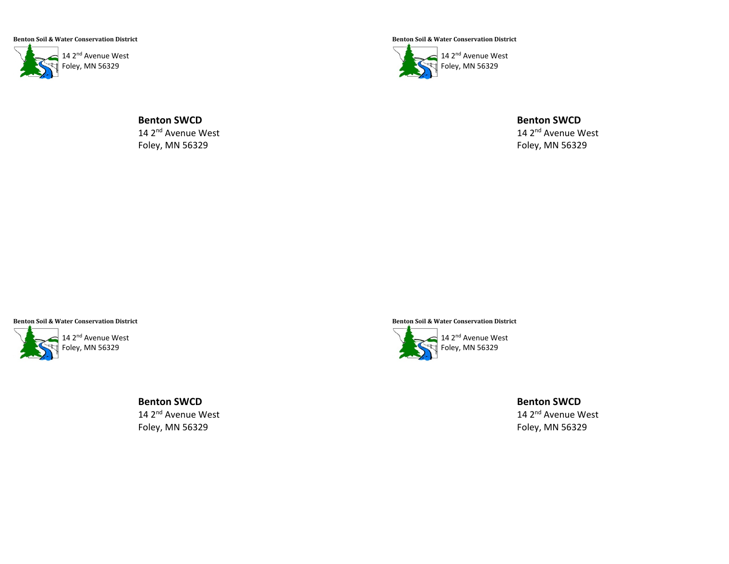**Benton Soil & Water Conservation District**

14 2nd Avenue West
Foley, MN 56329

**Benton SWCD**
14 2nd Avenue West
Foley, MN 56329

**Benton Soil & Water Conservation District**

14 2nd Avenue West
Foley, MN 56329

**Benton SWCD**
14 2nd Avenue West
Foley, MN 56329

**Benton Soil & Water Conservation District**

14 2nd Avenue West
Foley, MN 56329

**Benton SWCD**
14 2nd Avenue West
Foley, MN 56329

**Benton Soil & Water Conservation District**

14 2nd Avenue West
Foley, MN 56329

**Benton SWCD**
14 2nd Avenue West
Foley, MN 56329